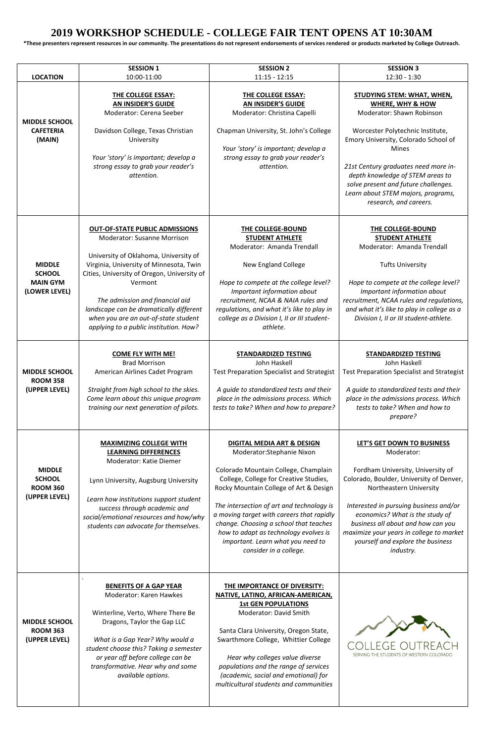# 2019 WORKSHOP SCHEDULE - COLLEGE FAIR TENT OPENS AT 10:30AM

**\*These presenters represent resources in our community. The presentations do not represent endorsements of services rendered or products marketed by College Outreach.**

| LOCATION | SESSION 1<br>10:00-11:00 | SESSION 2<br>11:15 - 12:15 | SESSION 3<br>12:30 - 1:30 |
|---|---|---|---|
| **MIDDLE SCHOOL CAFETERIA (MAIN)** | **THE COLLEGE ESSAY: AN INSIDER'S GUIDE**<br>Moderator: Cerena Seeber<br><br>Davidson College, Texas Christian University<br><br>*Your 'story' is important; develop a strong essay to grab your reader's attention.* | **THE COLLEGE ESSAY: AN INSIDER'S GUIDE**<br>Moderator: Christina Capelli<br><br>Chapman University, St. John's College<br><br>*Your 'story' is important; develop a strong essay to grab your reader's attention.* | **STUDYING STEM: WHAT, WHEN, WHERE, WHY & HOW**<br>Moderator: Shawn Robinson<br><br>Worcester Polytechnic Institute, Emory University, Colorado School of Mines<br><br>*21st Century graduates need more in-depth knowledge of STEM areas to solve present and future challenges. Learn about STEM majors, programs, research, and careers.* |
| **MIDDLE SCHOOL MAIN GYM (LOWER LEVEL)** | **OUT-OF-STATE PUBLIC ADMISSIONS**<br>Moderator: Susanne Morrison<br><br>University of Oklahoma, University of Virginia, University of Minnesota, Twin Cities, University of Oregon, University of Vermont<br><br>*The admission and financial aid landscape can be dramatically different when you are an out-of-state student applying to a public institution. How?* | **THE COLLEGE-BOUND STUDENT ATHLETE**<br>Moderator: Amanda Trendall<br><br>New England College<br><br>*Hope to compete at the college level? Important information about recruitment, NCAA & NAIA rules and regulations, and what it's like to play in college as a Division I, II or III student-athlete.* | **THE COLLEGE-BOUND STUDENT ATHLETE**<br>Moderator: Amanda Trendall<br><br>Tufts University<br><br>*Hope to compete at the college level? Important information about recruitment, NCAA rules and regulations, and what it's like to play in college as a Division I, II or III student-athlete.* |
| **MIDDLE SCHOOL ROOM 358 (UPPER LEVEL)** | **COME FLY WITH ME!**<br>Brad Morrison<br>American Airlines Cadet Program<br><br>*Straight from high school to the skies. Come learn about this unique program training our next generation of pilots.* | **STANDARDIZED TESTING**<br>John Haskell<br>Test Preparation Specialist and Strategist<br><br>*A guide to standardized tests and their place in the admissions process. Which tests to take? When and how to prepare?* | **STANDARDIZED TESTING**<br>John Haskell<br>Test Preparation Specialist and Strategist<br><br>*A guide to standardized tests and their place in the admissions process. Which tests to take? When and how to prepare?* |
| **MIDDLE SCHOOL ROOM 360 (UPPER LEVEL)** | **MAXIMIZING COLLEGE WITH LEARNING DIFFERENCES**<br>Moderator: Katie Diemer<br><br>Lynn University, Augsburg University<br><br>*Learn how institutions support student success through academic and social/emotional resources and how/why students can advocate for themselves.* | **DIGITAL MEDIA ART & DESIGN**<br>Moderator:Stephanie Nixon<br><br>Colorado Mountain College, Champlain College, College for Creative Studies, Rocky Mountain College of Art & Design<br><br>*The intersection of art and technology is a moving target with careers that rapidly change. Choosing a school that teaches how to adapt as technology evolves is important. Learn what you need to consider in a college.* | **LET'S GET DOWN TO BUSINESS**<br>Moderator:<br><br>Fordham University, University of Colorado, Boulder, University of Denver, Northeastern University<br><br>*Interested in pursuing business and/or economics? What is the study of business all about and how can you maximize your years in college to market yourself and explore the business industry.* |
| **MIDDLE SCHOOL ROOM 363 (UPPER LEVEL)** | .<br>**BENEFITS OF A GAP YEAR**<br>Moderator: Karen Hawkes<br><br>Winterline, Verto, Where There Be Dragons, Taylor the Gap LLC<br><br>*What is a Gap Year? Why would a student choose this? Taking a semester or year off before college can be transformative. Hear why and some available options.* | **THE IMPORTANCE OF DIVERSITY: NATIVE, LATINO, AFRICAN-AMERICAN, 1st GEN POPULATIONS**<br>Moderator: David Smith<br><br>Santa Clara University, Oregon State, Swarthmore College, Whittier College<br><br>*Hear why colleges value diverse populations and the range of services (academic, social and emotional) for multicultural students and communities* | COLLEGE OUTREACH<br>SERVING THE STUDENTS OF WESTERN COLORADO |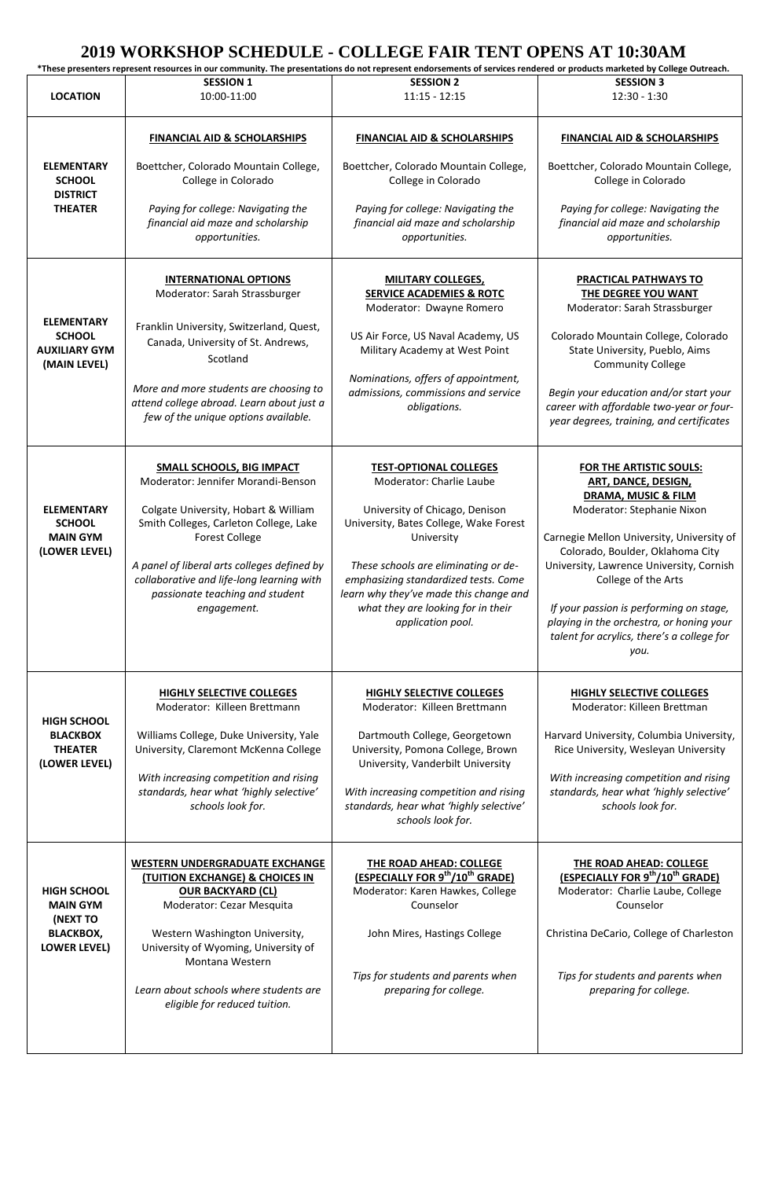# 2019 WORKSHOP SCHEDULE - COLLEGE FAIR TENT OPENS AT 10:30AM

**\*These presenters represent resources in our community. The presentations do not represent endorsements of services rendered or products marketed by College Outreach.**

| LOCATION | SESSION 1<br>10:00-11:00 | SESSION 2<br>11:15 - 12:15 | SESSION 3<br>12:30 - 1:30 |
|---|---|---|---|
| **ELEMENTARY SCHOOL DISTRICT THEATER** | **FINANCIAL AID & SCHOLARSHIPS**<br><br>Boettcher, Colorado Mountain College, College in Colorado<br><br>*Paying for college: Navigating the financial aid maze and scholarship opportunities.* | **FINANCIAL AID & SCHOLARSHIPS**<br><br>Boettcher, Colorado Mountain College, College in Colorado<br><br>*Paying for college: Navigating the financial aid maze and scholarship opportunities.* | **FINANCIAL AID & SCHOLARSHIPS**<br><br>Boettcher, Colorado Mountain College, College in Colorado<br><br>*Paying for college: Navigating the financial aid maze and scholarship opportunities.* |
| **ELEMENTARY SCHOOL AUXILIARY GYM (MAIN LEVEL)** | **INTERNATIONAL OPTIONS**<br>Moderator: Sarah Strassburger<br><br>Franklin University, Switzerland, Quest, Canada, University of St. Andrews, Scotland<br><br>*More and more students are choosing to attend college abroad. Learn about just a few of the unique options available.* | **MILITARY COLLEGES, SERVICE ACADEMIES & ROTC**<br>Moderator: Dwayne Romero<br><br>US Air Force, US Naval Academy, US Military Academy at West Point<br><br>*Nominations, offers of appointment, admissions, commissions and service obligations.* | **PRACTICAL PATHWAYS TO THE DEGREE YOU WANT**<br>Moderator: Sarah Strassburger<br><br>Colorado Mountain College, Colorado State University, Pueblo, Aims Community College<br><br>*Begin your education and/or start your career with affordable two-year or four-year degrees, training, and certificates* |
| **ELEMENTARY SCHOOL MAIN GYM (LOWER LEVEL)** | **SMALL SCHOOLS, BIG IMPACT**<br>Moderator: Jennifer Morandi-Benson<br><br>Colgate University, Hobart & William Smith Colleges, Carleton College, Lake Forest College<br><br>*A panel of liberal arts colleges defined by collaborative and life-long learning with passionate teaching and student engagement.* | **TEST-OPTIONAL COLLEGES**<br>Moderator: Charlie Laube<br><br>University of Chicago, Denison University, Bates College, Wake Forest University<br><br>*These schools are eliminating or de-emphasizing standardized tests. Come learn why they've made this change and what they are looking for in their application pool.* | **FOR THE ARTISTIC SOULS: ART, DANCE, DESIGN, DRAMA, MUSIC & FILM**<br>Moderator: Stephanie Nixon<br><br>Carnegie Mellon University, University of Colorado, Boulder, Oklahoma City University, Lawrence University, Cornish College of the Arts<br><br>*If your passion is performing on stage, playing in the orchestra, or honing your talent for acrylics, there's a college for you.* |
| **HIGH SCHOOL BLACKBOX THEATER (LOWER LEVEL)** | **HIGHLY SELECTIVE COLLEGES**<br>Moderator: Killeen Brettmann<br><br>Williams College, Duke University, Yale University, Claremont McKenna College<br><br>*With increasing competition and rising standards, hear what 'highly selective' schools look for.* | **HIGHLY SELECTIVE COLLEGES**<br>Moderator: Killeen Brettmann<br><br>Dartmouth College, Georgetown University, Pomona College, Brown University, Vanderbilt University<br><br>*With increasing competition and rising standards, hear what 'highly selective' schools look for.* | **HIGHLY SELECTIVE COLLEGES**<br>Moderator: Killeen Brettman<br><br>Harvard University, Columbia University, Rice University, Wesleyan University<br><br>*With increasing competition and rising standards, hear what 'highly selective' schools look for.* |
| **HIGH SCHOOL MAIN GYM (NEXT TO BLACKBOX, LOWER LEVEL)** | **WESTERN UNDERGRADUATE EXCHANGE (TUITION EXCHANGE) & CHOICES IN OUR BACKYARD (CL)**<br>Moderator: Cezar Mesquita<br><br>Western Washington University, University of Wyoming, University of Montana Western<br><br>*Learn about schools where students are eligible for reduced tuition.* | **THE ROAD AHEAD: COLLEGE (ESPECIALLY FOR 9th/10th GRADE)**<br>Moderator: Karen Hawkes, College Counselor<br><br>John Mires, Hastings College<br><br>*Tips for students and parents when preparing for college.* | **THE ROAD AHEAD: COLLEGE (ESPECIALLY FOR 9th/10th GRADE)**<br>Moderator: Charlie Laube, College Counselor<br><br>Christina DeCario, College of Charleston<br><br>*Tips for students and parents when preparing for college.* |